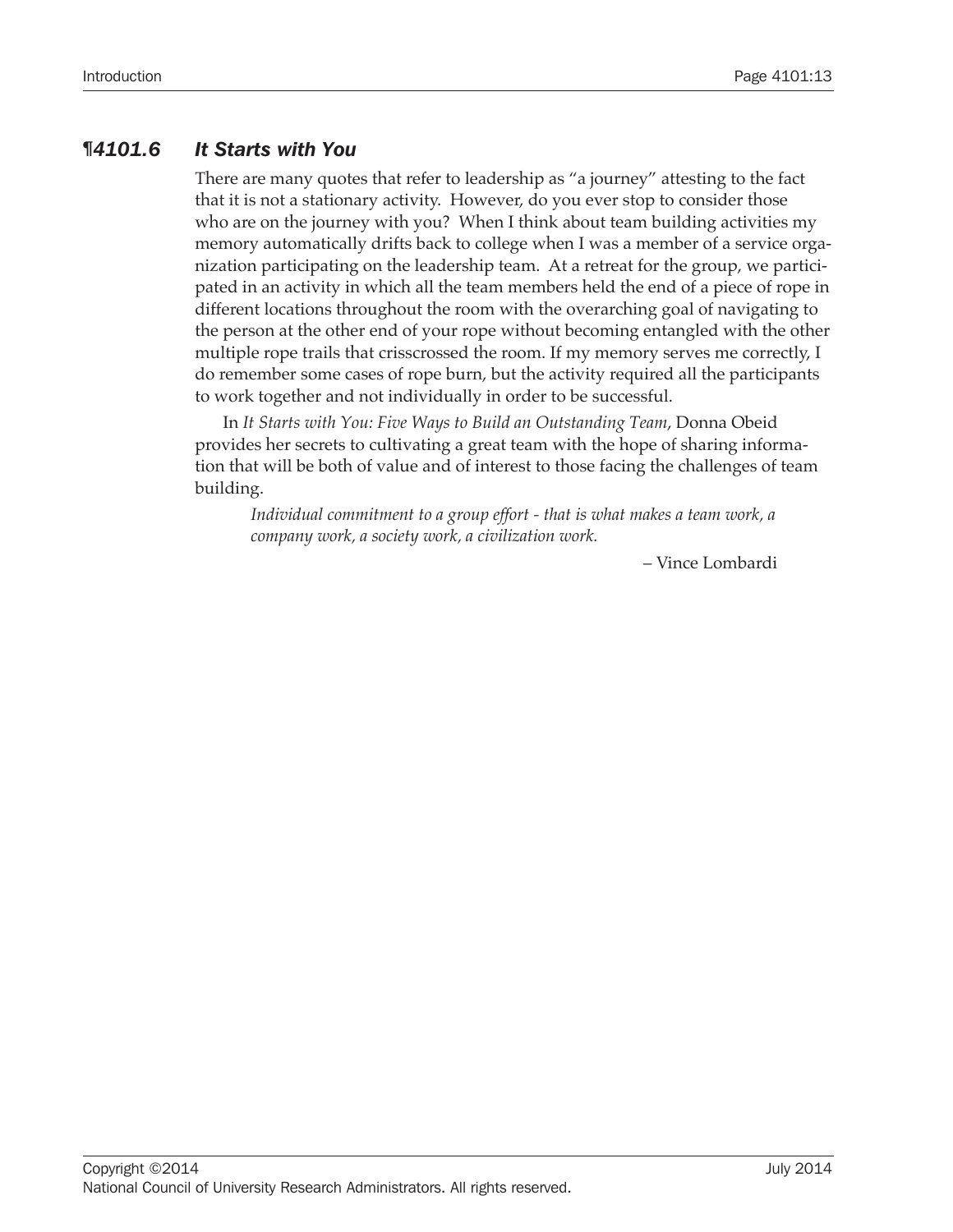## ¶4101.6 *It Starts with You*

There are many quotes that refer to leadership as "a journey" attesting to the fact that it is not a stationary activity. However, do you ever stop to consider those who are on the journey with you? When I think about team building activities my memory automatically drifts back to college when I was a member of a service organization participating on the leadership team. At a retreat for the group, we participated in an activity in which all the team members held the end of a piece of rope in different locations throughout the room with the overarching goal of navigating to the person at the other end of your rope without becoming entangled with the other multiple rope trails that crisscrossed the room. If my memory serves me correctly, I do remember some cases of rope burn, but the activity required all the participants to work together and not individually in order to be successful.

In *It Starts with You: Five Ways to Build an Outstanding Team*, Donna Obeid provides her secrets to cultivating a great team with the hope of sharing information that will be both of value and of interest to those facing the challenges of team building.

> *Individual commitment to a group effort - that is what makes a team work, a company work, a society work, a civilization work.*
>
> – Vince Lombardi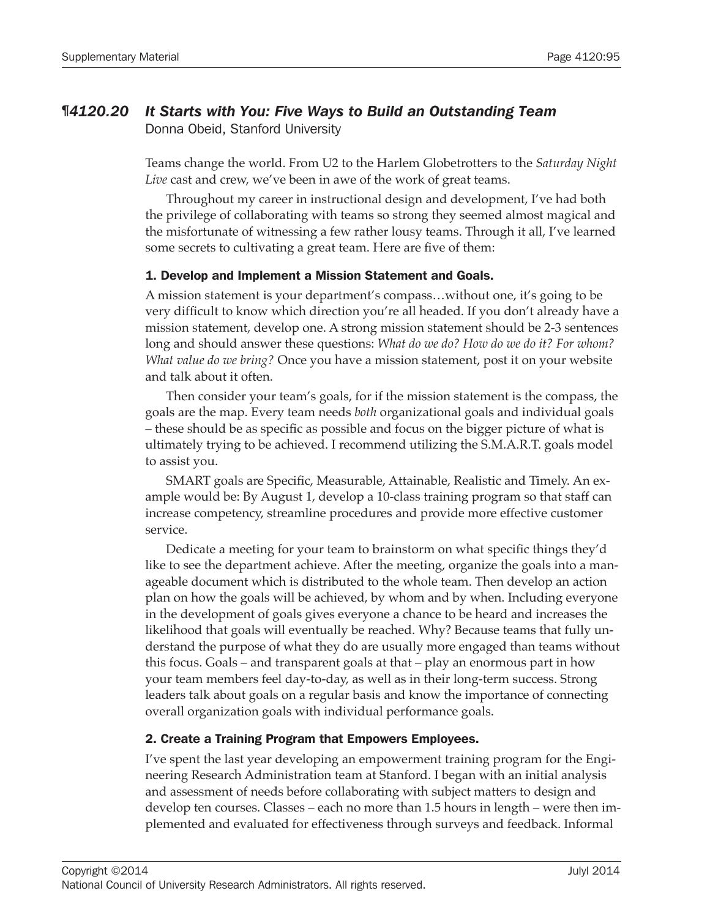## ¶4120.20 *It Starts with You: Five Ways to Build an Outstanding Team*

Donna Obeid, Stanford University

Teams change the world. From U2 to the Harlem Globetrotters to the *Saturday Night Live* cast and crew, we've been in awe of the work of great teams.

Throughout my career in instructional design and development, I've had both the privilege of collaborating with teams so strong they seemed almost magical and the misfortunate of witnessing a few rather lousy teams. Through it all, I've learned some secrets to cultivating a great team. Here are five of them:

### 1. Develop and Implement a Mission Statement and Goals.

A mission statement is your department's compass…without one, it's going to be very difficult to know which direction you're all headed. If you don't already have a mission statement, develop one. A strong mission statement should be 2-3 sentences long and should answer these questions: *What do we do? How do we do it? For whom? What value do we bring?* Once you have a mission statement, post it on your website and talk about it often.

Then consider your team's goals, for if the mission statement is the compass, the goals are the map. Every team needs *both* organizational goals and individual goals – these should be as specific as possible and focus on the bigger picture of what is ultimately trying to be achieved. I recommend utilizing the S.M.A.R.T. goals model to assist you.

SMART goals are Specific, Measurable, Attainable, Realistic and Timely. An example would be: By August 1, develop a 10-class training program so that staff can increase competency, streamline procedures and provide more effective customer service.

Dedicate a meeting for your team to brainstorm on what specific things they'd like to see the department achieve. After the meeting, organize the goals into a manageable document which is distributed to the whole team. Then develop an action plan on how the goals will be achieved, by whom and by when. Including everyone in the development of goals gives everyone a chance to be heard and increases the likelihood that goals will eventually be reached. Why? Because teams that fully understand the purpose of what they do are usually more engaged than teams without this focus. Goals – and transparent goals at that – play an enormous part in how your team members feel day-to-day, as well as in their long-term success. Strong leaders talk about goals on a regular basis and know the importance of connecting overall organization goals with individual performance goals.

### 2. Create a Training Program that Empowers Employees.

I've spent the last year developing an empowerment training program for the Engineering Research Administration team at Stanford. I began with an initial analysis and assessment of needs before collaborating with subject matters to design and develop ten courses. Classes – each no more than 1.5 hours in length – were then implemented and evaluated for effectiveness through surveys and feedback. Informal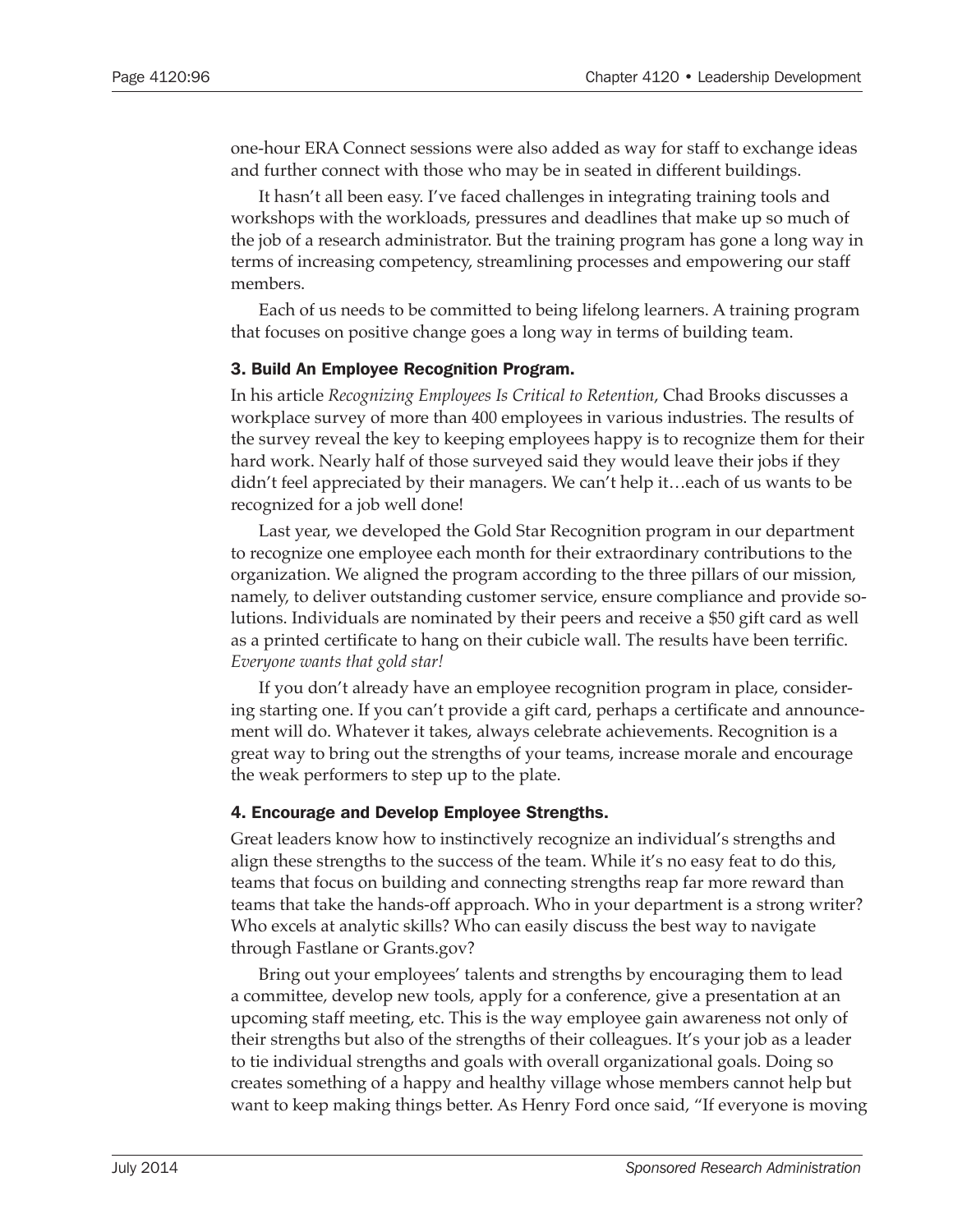one-hour ERA Connect sessions were also added as way for staff to exchange ideas and further connect with those who may be in seated in different buildings.

It hasn't all been easy. I've faced challenges in integrating training tools and workshops with the workloads, pressures and deadlines that make up so much of the job of a research administrator. But the training program has gone a long way in terms of increasing competency, streamlining processes and empowering our staff members.

Each of us needs to be committed to being lifelong learners. A training program that focuses on positive change goes a long way in terms of building team.

### 3. Build An Employee Recognition Program.

In his article *Recognizing Employees Is Critical to Retention*, Chad Brooks discusses a workplace survey of more than 400 employees in various industries. The results of the survey reveal the key to keeping employees happy is to recognize them for their hard work. Nearly half of those surveyed said they would leave their jobs if they didn't feel appreciated by their managers. We can't help it…each of us wants to be recognized for a job well done!

Last year, we developed the Gold Star Recognition program in our department to recognize one employee each month for their extraordinary contributions to the organization. We aligned the program according to the three pillars of our mission, namely, to deliver outstanding customer service, ensure compliance and provide solutions. Individuals are nominated by their peers and receive a $50 gift card as well as a printed certificate to hang on their cubicle wall. The results have been terrific. *Everyone wants that gold star!*

If you don't already have an employee recognition program in place, considering starting one. If you can't provide a gift card, perhaps a certificate and announcement will do. Whatever it takes, always celebrate achievements. Recognition is a great way to bring out the strengths of your teams, increase morale and encourage the weak performers to step up to the plate.

### 4. Encourage and Develop Employee Strengths.

Great leaders know how to instinctively recognize an individual's strengths and align these strengths to the success of the team. While it's no easy feat to do this, teams that focus on building and connecting strengths reap far more reward than teams that take the hands-off approach. Who in your department is a strong writer? Who excels at analytic skills? Who can easily discuss the best way to navigate through Fastlane or Grants.gov?

Bring out your employees' talents and strengths by encouraging them to lead a committee, develop new tools, apply for a conference, give a presentation at an upcoming staff meeting, etc. This is the way employee gain awareness not only of their strengths but also of the strengths of their colleagues. It's your job as a leader to tie individual strengths and goals with overall organizational goals. Doing so creates something of a happy and healthy village whose members cannot help but want to keep making things better. As Henry Ford once said, "If everyone is moving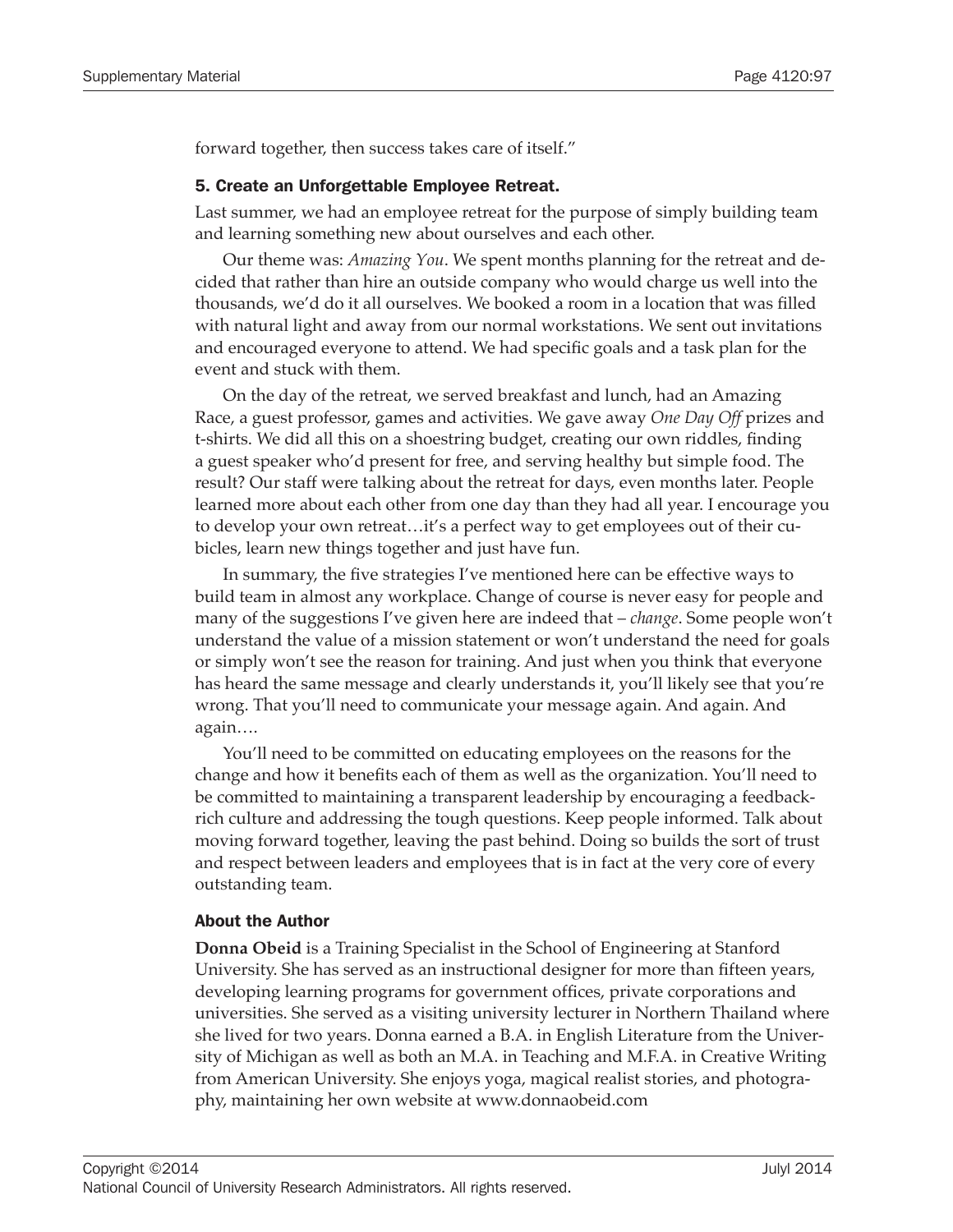forward together, then success takes care of itself."

### 5. Create an Unforgettable Employee Retreat.

Last summer, we had an employee retreat for the purpose of simply building team and learning something new about ourselves and each other.

Our theme was: *Amazing You*. We spent months planning for the retreat and decided that rather than hire an outside company who would charge us well into the thousands, we'd do it all ourselves. We booked a room in a location that was filled with natural light and away from our normal workstations. We sent out invitations and encouraged everyone to attend. We had specific goals and a task plan for the event and stuck with them.

On the day of the retreat, we served breakfast and lunch, had an Amazing Race, a guest professor, games and activities. We gave away *One Day Off* prizes and t-shirts. We did all this on a shoestring budget, creating our own riddles, finding a guest speaker who'd present for free, and serving healthy but simple food. The result? Our staff were talking about the retreat for days, even months later. People learned more about each other from one day than they had all year. I encourage you to develop your own retreat…it's a perfect way to get employees out of their cubicles, learn new things together and just have fun.

In summary, the five strategies I've mentioned here can be effective ways to build team in almost any workplace. Change of course is never easy for people and many of the suggestions I've given here are indeed that – *change*. Some people won't understand the value of a mission statement or won't understand the need for goals or simply won't see the reason for training. And just when you think that everyone has heard the same message and clearly understands it, you'll likely see that you're wrong. That you'll need to communicate your message again. And again. And again….

You'll need to be committed on educating employees on the reasons for the change and how it benefits each of them as well as the organization. You'll need to be committed to maintaining a transparent leadership by encouraging a feedback-rich culture and addressing the tough questions. Keep people informed. Talk about moving forward together, leaving the past behind. Doing so builds the sort of trust and respect between leaders and employees that is in fact at the very core of every outstanding team.

### About the Author

**Donna Obeid** is a Training Specialist in the School of Engineering at Stanford University. She has served as an instructional designer for more than fifteen years, developing learning programs for government offices, private corporations and universities. She served as a visiting university lecturer in Northern Thailand where she lived for two years. Donna earned a B.A. in English Literature from the University of Michigan as well as both an M.A. in Teaching and M.F.A. in Creative Writing from American University. She enjoys yoga, magical realist stories, and photography, maintaining her own website at www.donnaobeid.com